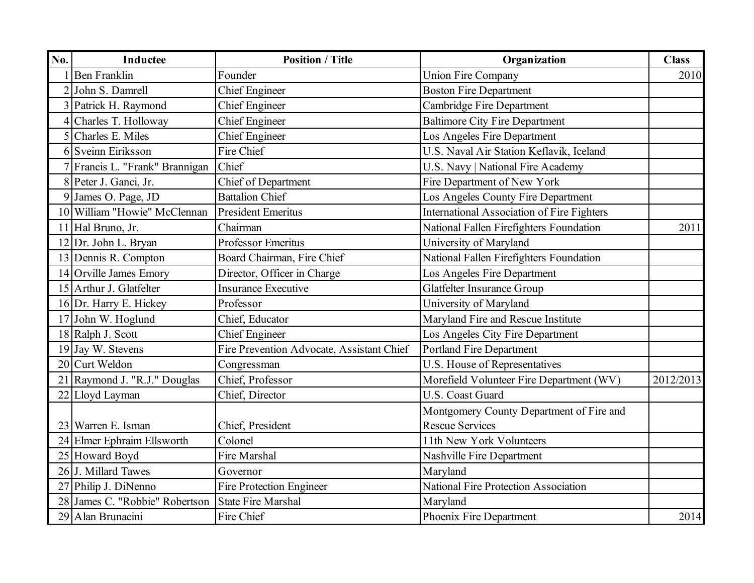| No. | Inductee | Position / Title | Organization | Class |
|---|---|---|---|---|
| 1 | Ben Franklin | Founder | Union Fire Company | 2010 |
| 2 | John S. Damrell | Chief Engineer | Boston Fire Department | |
| 3 | Patrick H. Raymond | Chief Engineer | Cambridge Fire Department | |
| 4 | Charles T. Holloway | Chief Engineer | Baltimore City Fire Department | |
| 5 | Charles E. Miles | Chief Engineer | Los Angeles Fire Department | |
| 6 | Sveinn Eiriksson | Fire Chief | U.S. Naval Air Station Keflavik, Iceland | |
| 7 | Francis L. "Frank" Brannigan | Chief | U.S. Navy \| National Fire Academy | |
| 8 | Peter J. Ganci, Jr. | Chief of Department | Fire Department of New York | |
| 9 | James O. Page, JD | Battalion Chief | Los Angeles County Fire Department | |
| 10 | William "Howie" McClennan | President Emeritus | International Association of Fire Fighters | |
| 11 | Hal Bruno, Jr. | Chairman | National Fallen Firefighters Foundation | 2011 |
| 12 | Dr. John L. Bryan | Professor Emeritus | University of Maryland | |
| 13 | Dennis R. Compton | Board Chairman, Fire Chief | National Fallen Firefighters Foundation | |
| 14 | Orville James Emory | Director, Officer in Charge | Los Angeles Fire Department | |
| 15 | Arthur J. Glatfelter | Insurance Executive | Glatfelter Insurance Group | |
| 16 | Dr. Harry E. Hickey | Professor | University of Maryland | |
| 17 | John W. Hoglund | Chief, Educator | Maryland Fire and Rescue Institute | |
| 18 | Ralph J. Scott | Chief Engineer | Los Angeles City Fire Department | |
| 19 | Jay W. Stevens | Fire Prevention Advocate, Assistant Chief | Portland Fire Department | |
| 20 | Curt Weldon | Congressman | U.S. House of Representatives | |
| 21 | Raymond J. "R.J." Douglas | Chief, Professor | Morefield Volunteer Fire Department (WV) | 2012/2013 |
| 22 | Lloyd Layman | Chief, Director | U.S. Coast Guard | |
| 23 | Warren E. Isman | Chief, President | Montgomery County Department of Fire and Rescue Services | |
| 24 | Elmer Ephraim Ellsworth | Colonel | 11th New York Volunteers | |
| 25 | Howard Boyd | Fire Marshal | Nashville Fire Department | |
| 26 | J. Millard Tawes | Governor | Maryland | |
| 27 | Philip J. DiNenno | Fire Protection Engineer | National Fire Protection Association | |
| 28 | James C. "Robbie" Robertson | State Fire Marshal | Maryland | |
| 29 | Alan Brunacini | Fire Chief | Phoenix Fire Department | 2014 |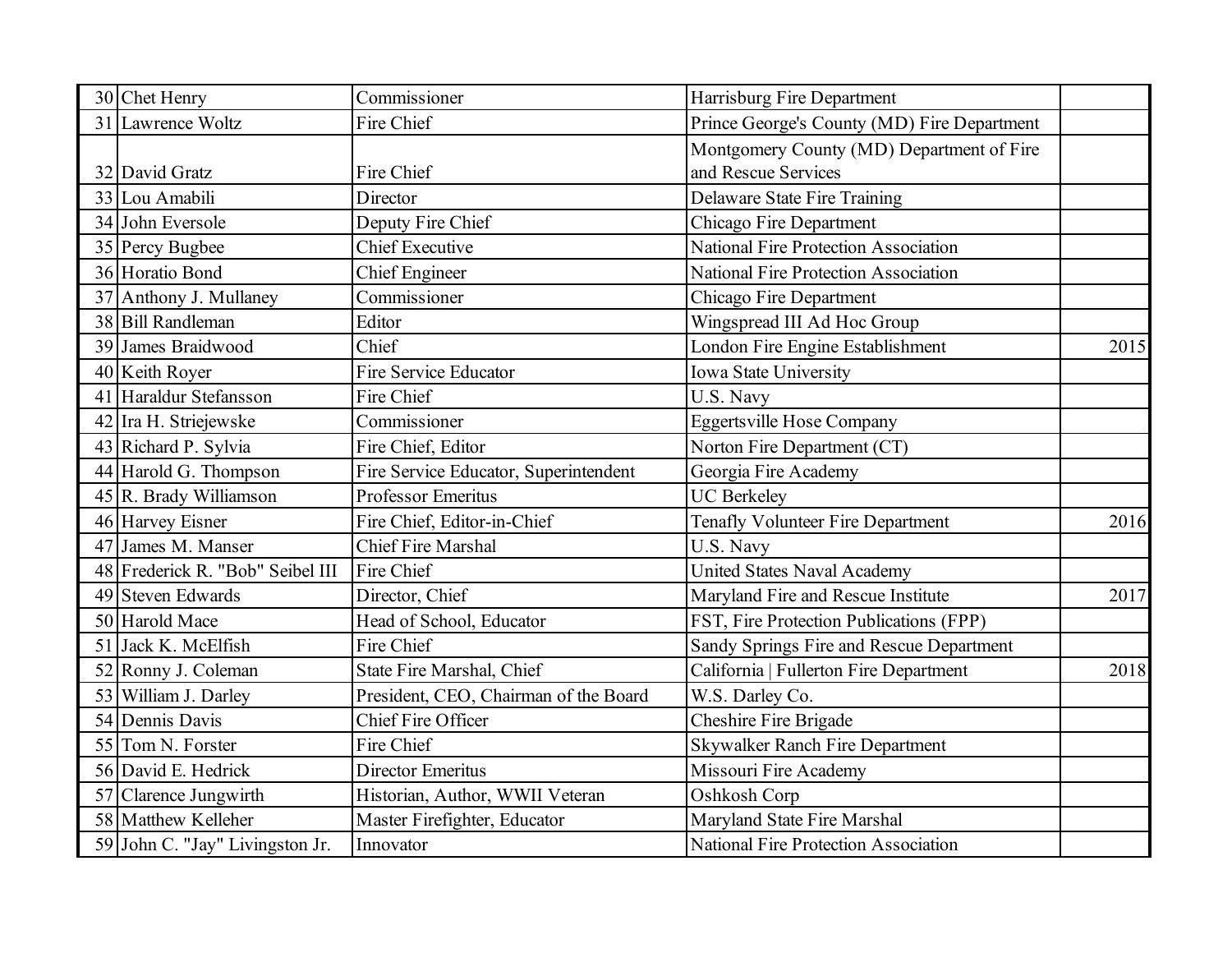| | | | | |
|---|---|---|---|---|
| 30 | Chet Henry | Commissioner | Harrisburg Fire Department | |
| 31 | Lawrence Woltz | Fire Chief | Prince George's County (MD) Fire Department | |
| 32 | David Gratz | Fire Chief | Montgomery County (MD) Department of Fire and Rescue Services | |
| 33 | Lou Amabili | Director | Delaware State Fire Training | |
| 34 | John Eversole | Deputy Fire Chief | Chicago Fire Department | |
| 35 | Percy Bugbee | Chief Executive | National Fire Protection Association | |
| 36 | Horatio Bond | Chief Engineer | National Fire Protection Association | |
| 37 | Anthony J. Mullaney | Commissioner | Chicago Fire Department | |
| 38 | Bill Randleman | Editor | Wingspread III Ad Hoc Group | |
| 39 | James Braidwood | Chief | London Fire Engine Establishment | 2015 |
| 40 | Keith Royer | Fire Service Educator | Iowa State University | |
| 41 | Haraldur Stefansson | Fire Chief | U.S. Navy | |
| 42 | Ira H. Striejewske | Commissioner | Eggertsville Hose Company | |
| 43 | Richard P. Sylvia | Fire Chief, Editor | Norton Fire Department (CT) | |
| 44 | Harold G. Thompson | Fire Service Educator, Superintendent | Georgia Fire Academy | |
| 45 | R. Brady Williamson | Professor Emeritus | UC Berkeley | |
| 46 | Harvey Eisner | Fire Chief, Editor-in-Chief | Tenafly Volunteer Fire Department | 2016 |
| 47 | James M. Manser | Chief Fire Marshal | U.S. Navy | |
| 48 | Frederick R. "Bob" Seibel III | Fire Chief | United States Naval Academy | |
| 49 | Steven Edwards | Director, Chief | Maryland Fire and Rescue Institute | 2017 |
| 50 | Harold Mace | Head of School, Educator | FST, Fire Protection Publications (FPP) | |
| 51 | Jack K. McElfish | Fire Chief | Sandy Springs Fire and Rescue Department | |
| 52 | Ronny J. Coleman | State Fire Marshal, Chief | California \| Fullerton Fire Department | 2018 |
| 53 | William J. Darley | President, CEO, Chairman of the Board | W.S. Darley Co. | |
| 54 | Dennis Davis | Chief Fire Officer | Cheshire Fire Brigade | |
| 55 | Tom N. Forster | Fire Chief | Skywalker Ranch Fire Department | |
| 56 | David E. Hedrick | Director Emeritus | Missouri Fire Academy | |
| 57 | Clarence Jungwirth | Historian, Author, WWII Veteran | Oshkosh Corp | |
| 58 | Matthew Kelleher | Master Firefighter, Educator | Maryland State Fire Marshal | |
| 59 | John C. "Jay" Livingston Jr. | Innovator | National Fire Protection Association | |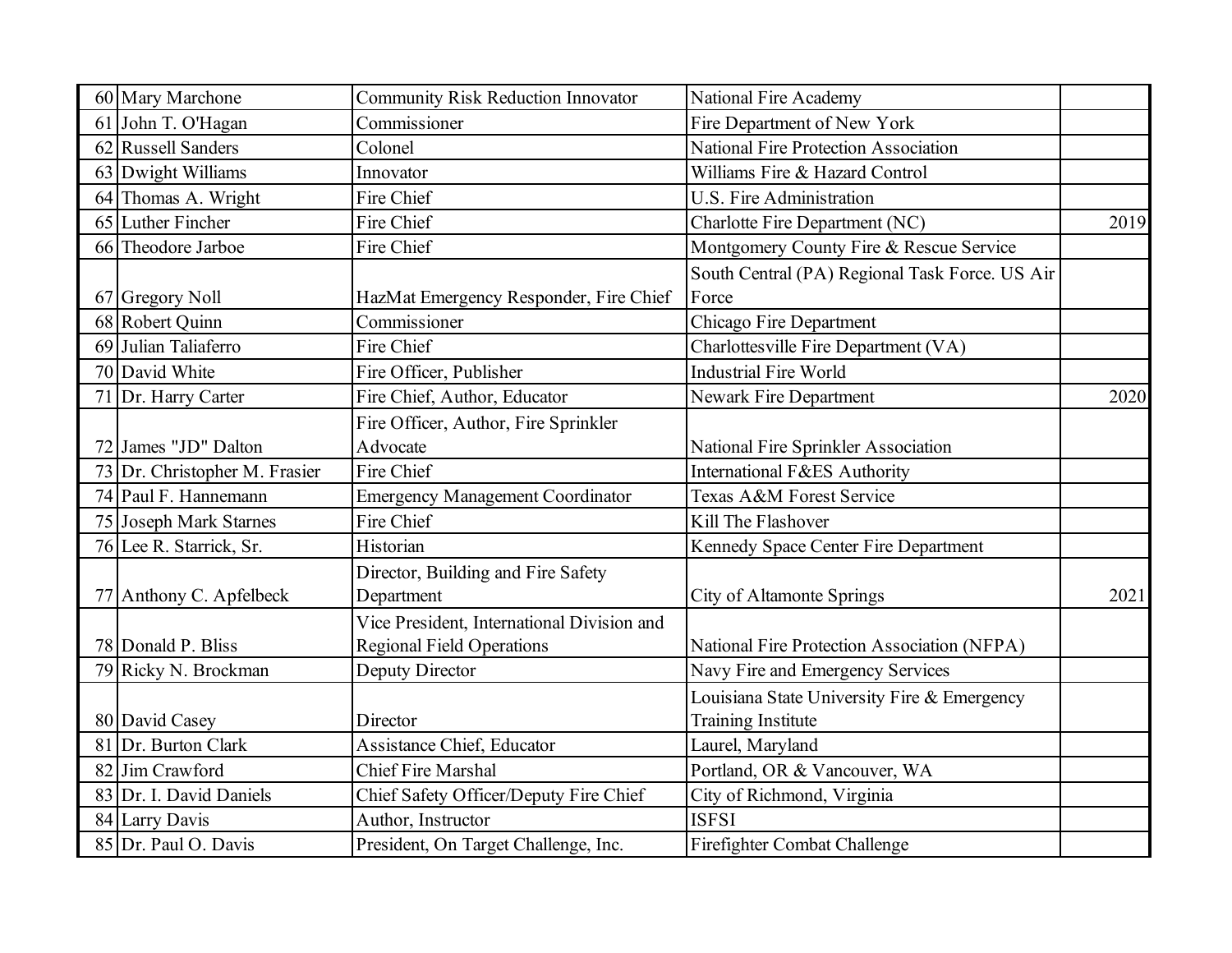| | | | | |
|---|---|---|---|---|
| 60 | Mary Marchone | Community Risk Reduction Innovator | National Fire Academy | |
| 61 | John T. O'Hagan | Commissioner | Fire Department of New York | |
| 62 | Russell Sanders | Colonel | National Fire Protection Association | |
| 63 | Dwight Williams | Innovator | Williams Fire & Hazard Control | |
| 64 | Thomas A. Wright | Fire Chief | U.S. Fire Administration | |
| 65 | Luther Fincher | Fire Chief | Charlotte Fire Department (NC) | 2019 |
| 66 | Theodore Jarboe | Fire Chief | Montgomery County Fire & Rescue Service | |
| 67 | Gregory Noll | HazMat Emergency Responder, Fire Chief | South Central (PA) Regional Task Force. US Air Force | |
| 68 | Robert Quinn | Commissioner | Chicago Fire Department | |
| 69 | Julian Taliaferro | Fire Chief | Charlottesville Fire Department (VA) | |
| 70 | David White | Fire Officer, Publisher | Industrial Fire World | |
| 71 | Dr. Harry Carter | Fire Chief, Author, Educator | Newark Fire Department | 2020 |
| 72 | James "JD" Dalton | Fire Officer, Author, Fire Sprinkler Advocate | National Fire Sprinkler Association | |
| 73 | Dr. Christopher M. Frasier | Fire Chief | International F&ES Authority | |
| 74 | Paul F. Hannemann | Emergency Management Coordinator | Texas A&M Forest Service | |
| 75 | Joseph Mark Starnes | Fire Chief | Kill The Flashover | |
| 76 | Lee R. Starrick, Sr. | Historian | Kennedy Space Center Fire Department | |
| 77 | Anthony C. Apfelbeck | Director, Building and Fire Safety Department | City of Altamonte Springs | 2021 |
| 78 | Donald P. Bliss | Vice President, International Division and Regional Field Operations | National Fire Protection Association (NFPA) | |
| 79 | Ricky N. Brockman | Deputy Director | Navy Fire and Emergency Services | |
| 80 | David Casey | Director | Louisiana State University Fire & Emergency Training Institute | |
| 81 | Dr. Burton Clark | Assistance Chief, Educator | Laurel, Maryland | |
| 82 | Jim Crawford | Chief Fire Marshal | Portland, OR & Vancouver, WA | |
| 83 | Dr. I. David Daniels | Chief Safety Officer/Deputy Fire Chief | City of Richmond, Virginia | |
| 84 | Larry Davis | Author, Instructor | ISFSI | |
| 85 | Dr. Paul O. Davis | President, On Target Challenge, Inc. | Firefighter Combat Challenge | |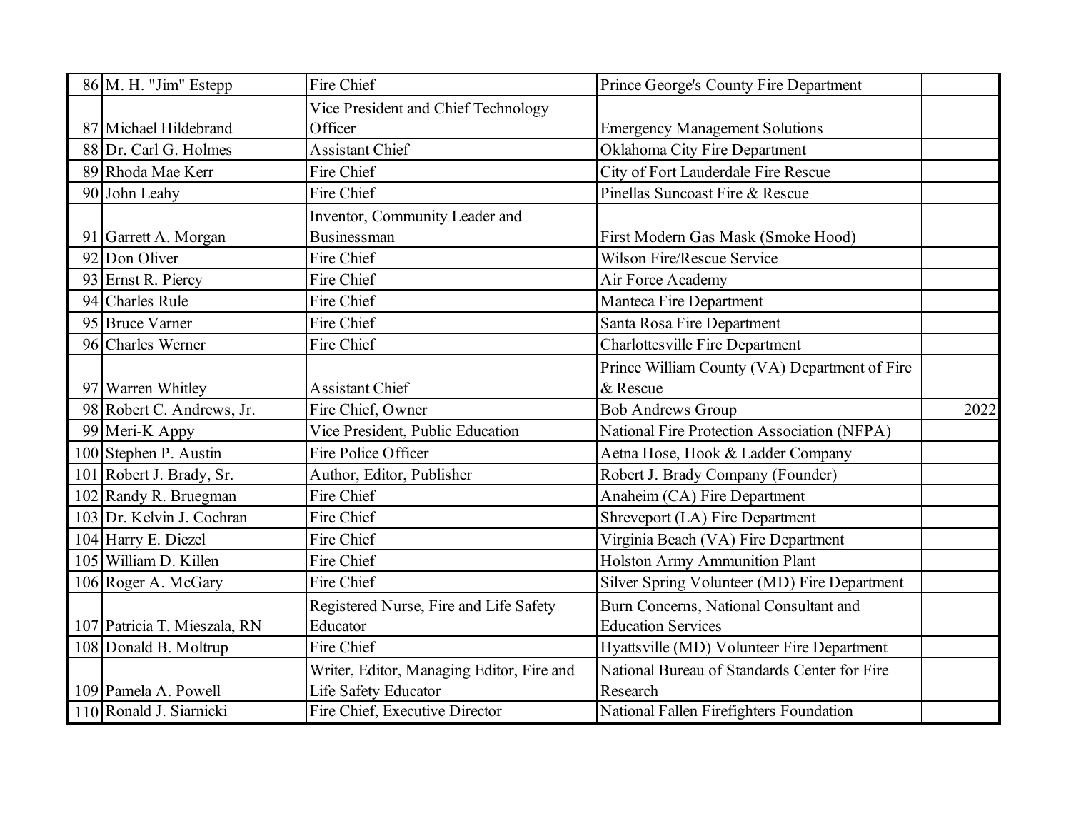| | | | | |
|---|---|---|---|---|
| 86 | M. H. "Jim" Estepp | Fire Chief | Prince George's County Fire Department | |
| 87 | Michael Hildebrand | Vice President and Chief Technology Officer | Emergency Management Solutions | |
| 88 | Dr. Carl G. Holmes | Assistant Chief | Oklahoma City Fire Department | |
| 89 | Rhoda Mae Kerr | Fire Chief | City of Fort Lauderdale Fire Rescue | |
| 90 | John Leahy | Fire Chief | Pinellas Suncoast Fire & Rescue | |
| 91 | Garrett A. Morgan | Inventor, Community Leader and Businessman | First Modern Gas Mask (Smoke Hood) | |
| 92 | Don Oliver | Fire Chief | Wilson Fire/Rescue Service | |
| 93 | Ernst R. Piercy | Fire Chief | Air Force Academy | |
| 94 | Charles Rule | Fire Chief | Manteca Fire Department | |
| 95 | Bruce Varner | Fire Chief | Santa Rosa Fire Department | |
| 96 | Charles Werner | Fire Chief | Charlottesville Fire Department | |
| 97 | Warren Whitley | Assistant Chief | Prince William County (VA) Department of Fire & Rescue | |
| 98 | Robert C. Andrews, Jr. | Fire Chief, Owner | Bob Andrews Group | 2022 |
| 99 | Meri-K Appy | Vice President, Public Education | National Fire Protection Association (NFPA) | |
| 100 | Stephen P. Austin | Fire Police Officer | Aetna Hose, Hook & Ladder Company | |
| 101 | Robert J. Brady, Sr. | Author, Editor, Publisher | Robert J. Brady Company (Founder) | |
| 102 | Randy R. Bruegman | Fire Chief | Anaheim (CA) Fire Department | |
| 103 | Dr. Kelvin J. Cochran | Fire Chief | Shreveport (LA) Fire Department | |
| 104 | Harry E. Diezel | Fire Chief | Virginia Beach (VA) Fire Department | |
| 105 | William D. Killen | Fire Chief | Holston Army Ammunition Plant | |
| 106 | Roger A. McGary | Fire Chief | Silver Spring Volunteer (MD) Fire Department | |
| 107 | Patricia T. Mieszala, RN | Registered Nurse, Fire and Life Safety Educator | Burn Concerns, National Consultant and Education Services | |
| 108 | Donald B. Moltrup | Fire Chief | Hyattsville (MD) Volunteer Fire Department | |
| 109 | Pamela A. Powell | Writer, Editor, Managing Editor, Fire and Life Safety Educator | National Bureau of Standards Center for Fire Research | |
| 110 | Ronald J. Siarnicki | Fire Chief, Executive Director | National Fallen Firefighters Foundation | |